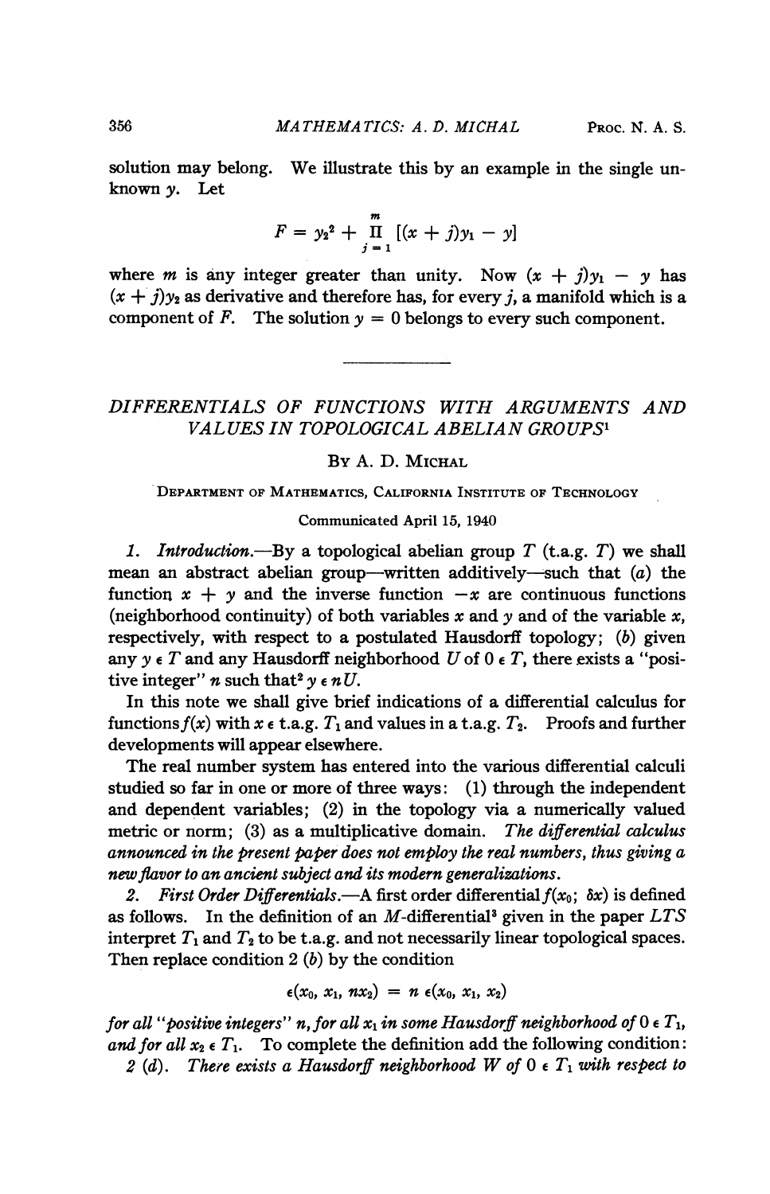solution may belong. We illustrate this by an example in the single unknown $y$. Let

$$F = y_2^2 + \prod_{j=1}^{m} [(x + j)y_1 - y]$$

where $m$ is any integer greater than unity. Now $(x + j)y_1 - y$ has $(x + j)y_2$ as derivative and therefore has, for every $j$, a manifold which is a component of $F$. The solution $y = 0$ belongs to every such component.

---

# DIFFERENTIALS OF FUNCTIONS WITH ARGUMENTS AND VALUES IN TOPOLOGICAL ABELIAN GROUPS[1]

By A. D. Michal

Department of Mathematics, California Institute of Technology

Communicated April 15, 1940

*1. Introduction.*—By a topological abelian group $T$ (t.a.g. $T$) we shall mean an abstract abelian group—written additively—such that (*a*) the function $x + y$ and the inverse function $-x$ are continuous functions (neighborhood continuity) of both variables $x$ and $y$ and of the variable $x$, respectively, with respect to a postulated Hausdorff topology; (*b*) given any $y \in T$ and any Hausdorff neighborhood $U$ of $0 \in T$, there exists a "positive integer" $n$ such that[2] $y \in nU$.

In this note we shall give brief indications of a differential calculus for functions $f(x)$ with $x \in$ t.a.g. $T_1$ and values in a t.a.g. $T_2$. Proofs and further developments will appear elsewhere.

The real number system has entered into the various differential calculi studied so far in one or more of three ways: (1) through the independent and dependent variables; (2) in the topology via a numerically valued metric or norm; (3) as a multiplicative domain. *The differential calculus announced in the present paper does not employ the real numbers, thus giving a new flavor to an ancient subject and its modern generalizations.*

*2. First Order Differentials.*—A first order differential $f(x_0; \delta x)$ is defined as follows. In the definition of an $M$-differential[3] given in the paper *LTS* interpret $T_1$ and $T_2$ to be t.a.g. and not necessarily linear topological spaces. Then replace condition 2 (*b*) by the condition

$$\epsilon(x_0, x_1, nx_2) = n\, \epsilon(x_0, x_1, x_2)$$

*for all "positive integers" $n$, for all $x_1$ in some Hausdorff neighborhood of $0 \in T_1$, and for all $x_2 \in T_1$.* To complete the definition add the following condition:

2 (*d*). *There exists a Hausdorff neighborhood $W$ of $0 \in T_1$ with respect to*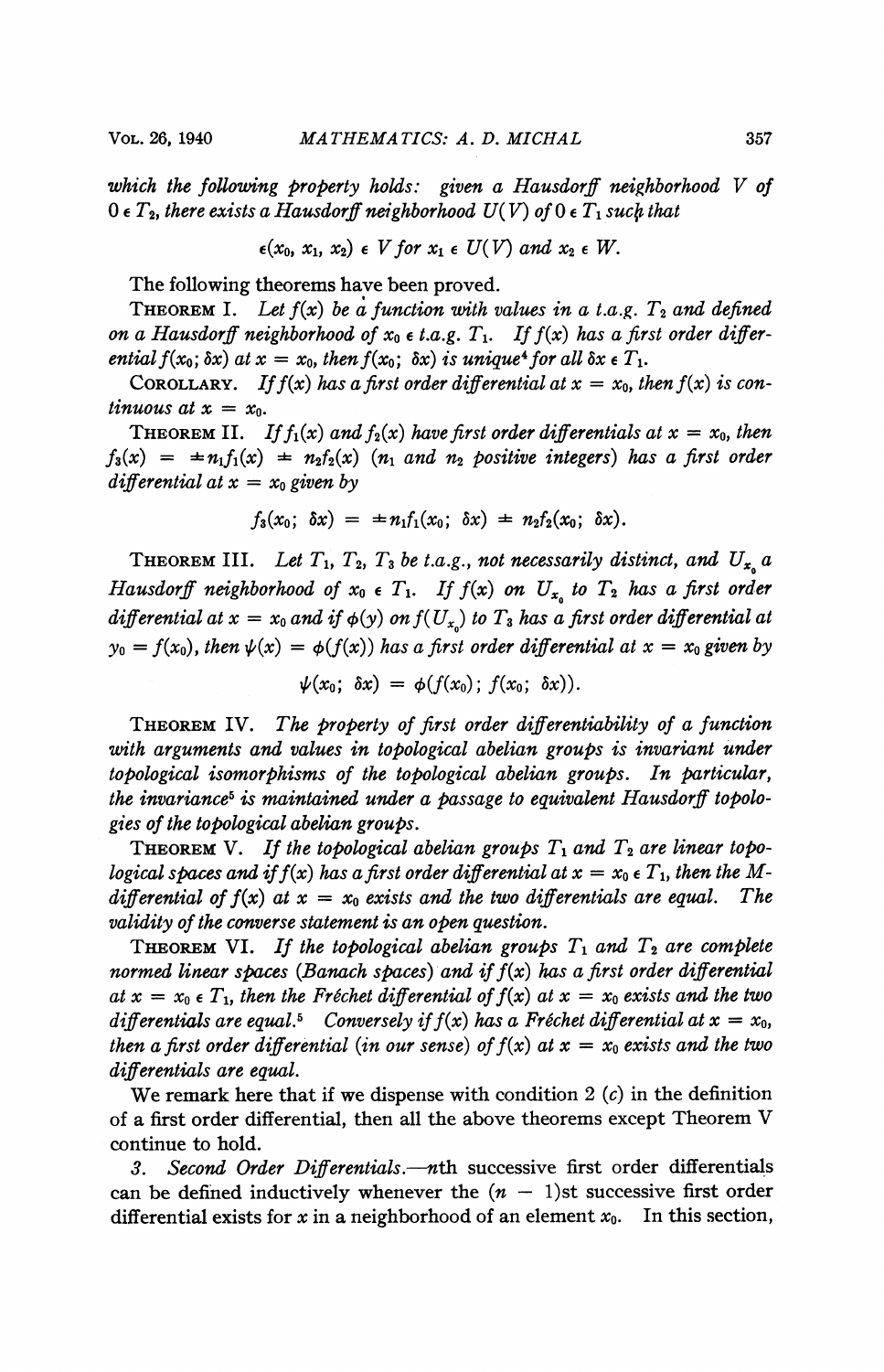which the following property holds: given a Hausdorff neighborhood $V$ of $0 \epsilon T_2$, there exists a Hausdorff neighborhood $U(V)$ of $0 \epsilon T_1$ such that

$$\epsilon(x_0, x_1, x_2) \epsilon V \text{ for } x_1 \epsilon U(V) \text{ and } x_2 \epsilon W.$$

The following theorems have been proved.

THEOREM I. *Let $f(x)$ be a function with values in a t.a.g. $T_2$ and defined on a Hausdorff neighborhood of $x_0 \epsilon$ t.a.g. $T_1$. If $f(x)$ has a first order differential $f(x_0; \delta x)$ at $x = x_0$, then $f(x_0; \delta x)$ is unique[4] for all $\delta x \epsilon T_1$.*

COROLLARY. *If $f(x)$ has a first order differential at $x = x_0$, then $f(x)$ is continuous at $x = x_0$.*

THEOREM II. *If $f_1(x)$ and $f_2(x)$ have first order differentials at $x = x_0$, then $f_3(x) = \pm n_1 f_1(x) \pm n_2 f_2(x)$ ($n_1$ and $n_2$ positive integers) has a first order differential at $x = x_0$ given by*

$$f_3(x_0; \delta x) = \pm n_1 f_1(x_0; \delta x) \pm n_2 f_2(x_0; \delta x).$$

THEOREM III. *Let $T_1$, $T_2$, $T_3$ be t.a.g., not necessarily distinct, and $U_{x_0}$ a Hausdorff neighborhood of $x_0 \epsilon T_1$. If $f(x)$ on $U_{x_0}$ to $T_2$ has a first order differential at $x = x_0$ and if $\phi(y)$ on $f(U_{x_0})$ to $T_3$ has a first order differential at $y_0 = f(x_0)$, then $\psi(x) = \phi(f(x))$ has a first order differential at $x = x_0$ given by*

$$\psi(x_0; \delta x) = \phi(f(x_0); f(x_0; \delta x)).$$

THEOREM IV. *The property of first order differentiability of a function with arguments and values in topological abelian groups is invariant under topological isomorphisms of the topological abelian groups. In particular, the invariance[5] is maintained under a passage to equivalent Hausdorff topologies of the topological abelian groups.*

THEOREM V. *If the topological abelian groups $T_1$ and $T_2$ are linear topological spaces and if $f(x)$ has a first order differential at $x = x_0 \epsilon T_1$, then the M-differential of $f(x)$ at $x = x_0$ exists and the two differentials are equal. The validity of the converse statement is an open question.*

THEOREM VI. *If the topological abelian groups $T_1$ and $T_2$ are complete normed linear spaces (Banach spaces) and if $f(x)$ has a first order differential at $x = x_0 \epsilon T_1$, then the Fréchet differential of $f(x)$ at $x = x_0$ exists and the two differentials are equal.[5] Conversely if $f(x)$ has a Fréchet differential at $x = x_0$, then a first order differential (in our sense) of $f(x)$ at $x = x_0$ exists and the two differentials are equal.*

We remark here that if we dispense with condition 2 (*c*) in the definition of a first order differential, then all the above theorems except Theorem V continue to hold.

3. *Second Order Differentials.*—*n*th successive first order differentials can be defined inductively whenever the $(n - 1)$st successive first order differential exists for $x$ in a neighborhood of an element $x_0$. In this section,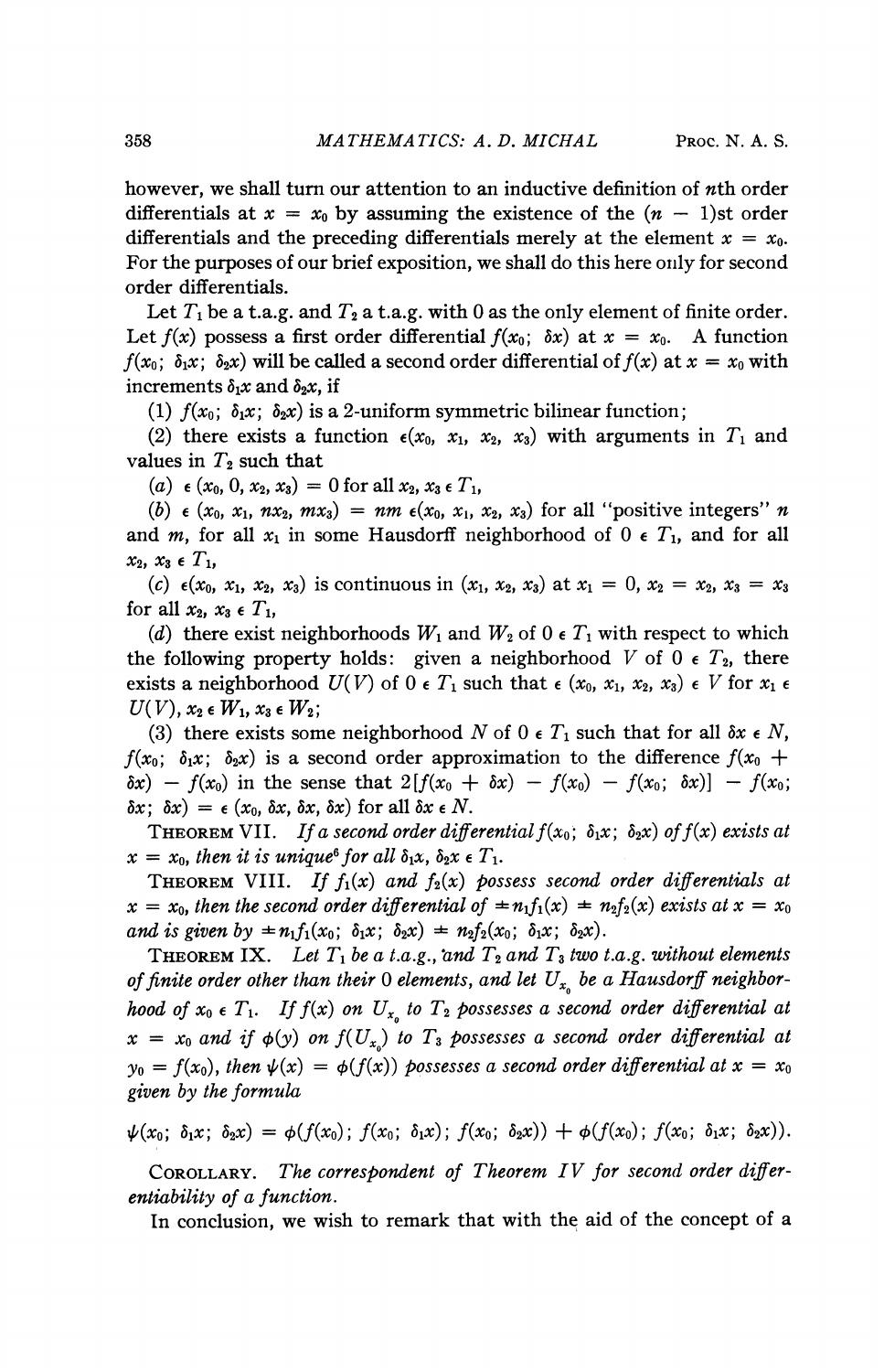however, we shall turn our attention to an inductive definition of $n$th order differentials at $x = x_0$ by assuming the existence of the $(n - 1)$st order differentials and the preceding differentials merely at the element $x = x_0$. For the purposes of our brief exposition, we shall do this here only for second order differentials.

Let $T_1$ be a t.a.g. and $T_2$ a t.a.g. with 0 as the only element of finite order. Let $f(x)$ possess a first order differential $f(x_0;\ \delta x)$ at $x = x_0$. A function $f(x_0;\ \delta_1 x;\ \delta_2 x)$ will be called a second order differential of $f(x)$ at $x = x_0$ with increments $\delta_1 x$ and $\delta_2 x$, if

(1) $f(x_0;\ \delta_1 x;\ \delta_2 x)$ is a 2-uniform symmetric bilinear function;

(2) there exists a function $\epsilon(x_0,\ x_1,\ x_2,\ x_3)$ with arguments in $T_1$ and values in $T_2$ such that

(*a*) $\epsilon\,(x_0,\ 0,\ x_2,\ x_3) = 0$ for all $x_2,\ x_3 \,\epsilon\, T_1$,

(*b*) $\epsilon\,(x_0,\ x_1,\ nx_2,\ mx_3) = nm\ \epsilon(x_0,\ x_1,\ x_2,\ x_3)$ for all "positive integers" $n$ and $m$, for all $x_1$ in some Hausdorff neighborhood of $0 \,\epsilon\, T_1$, and for all $x_2,\ x_3 \,\epsilon\, T_1$,

(*c*) $\epsilon(x_0,\ x_1,\ x_2,\ x_3)$ is continuous in $(x_1,\ x_2,\ x_3)$ at $x_1 = 0,\ x_2 = x_2,\ x_3 = x_3$ for all $x_2,\ x_3 \,\epsilon\, T_1$,

(*d*) there exist neighborhoods $W_1$ and $W_2$ of $0 \,\epsilon\, T_1$ with respect to which the following property holds: given a neighborhood $V$ of $0 \,\epsilon\, T_2$, there exists a neighborhood $U(V)$ of $0 \,\epsilon\, T_1$ such that $\epsilon\,(x_0,\ x_1,\ x_2,\ x_3) \,\epsilon\, V$ for $x_1 \,\epsilon\, U(V),\ x_2 \,\epsilon\, W_1,\ x_3 \,\epsilon\, W_2$;

(3) there exists some neighborhood $N$ of $0 \,\epsilon\, T_1$ such that for all $\delta x \,\epsilon\, N$, $f(x_0;\ \delta_1 x;\ \delta_2 x)$ is a second order approximation to the difference $f(x_0 + \delta x) - f(x_0)$ in the sense that $2[f(x_0 + \delta x) - f(x_0) - f(x_0;\ \delta x)] - f(x_0;\ \delta x;\ \delta x) = \epsilon\,(x_0,\ \delta x,\ \delta x,\ \delta x)$ for all $\delta x \,\epsilon\, N$.

THEOREM VII. *If a second order differential $f(x_0;\ \delta_1 x;\ \delta_2 x)$ of $f(x)$ exists at $x = x_0$, then it is unique*[6] *for all $\delta_1 x,\ \delta_2 x \,\epsilon\, T_1$.*

THEOREM VIII. *If $f_1(x)$ and $f_2(x)$ possess second order differentials at $x = x_0$, then the second order differential of $\pm n_1 f_1(x) \pm n_2 f_2(x)$ exists at $x = x_0$ and is given by $\pm n_1 f_1(x_0;\ \delta_1 x;\ \delta_2 x) \pm n_2 f_2(x_0;\ \delta_1 x;\ \delta_2 x)$.*

THEOREM IX. *Let $T_1$ be a t.a.g., and $T_2$ and $T_3$ two t.a.g. without elements of finite order other than their 0 elements, and let $U_{x_0}$ be a Hausdorff neighborhood of $x_0 \,\epsilon\, T_1$. If $f(x)$ on $U_{x_0}$ to $T_2$ possesses a second order differential at $x = x_0$ and if $\phi(y)$ on $f(U_{x_0})$ to $T_3$ possesses a second order differential at $y_0 = f(x_0)$, then $\psi(x) = \phi(f(x))$ possesses a second order differential at $x = x_0$ given by the formula*

$$\psi(x_0;\ \delta_1 x;\ \delta_2 x) = \phi(f(x_0);\ f(x_0;\ \delta_1 x);\ f(x_0;\ \delta_2 x)) + \phi(f(x_0);\ f(x_0;\ \delta_1 x;\ \delta_2 x)).$$

COROLLARY. *The correspondent of Theorem IV for second order differentiability of a function.*

In conclusion, we wish to remark that with the aid of the concept of a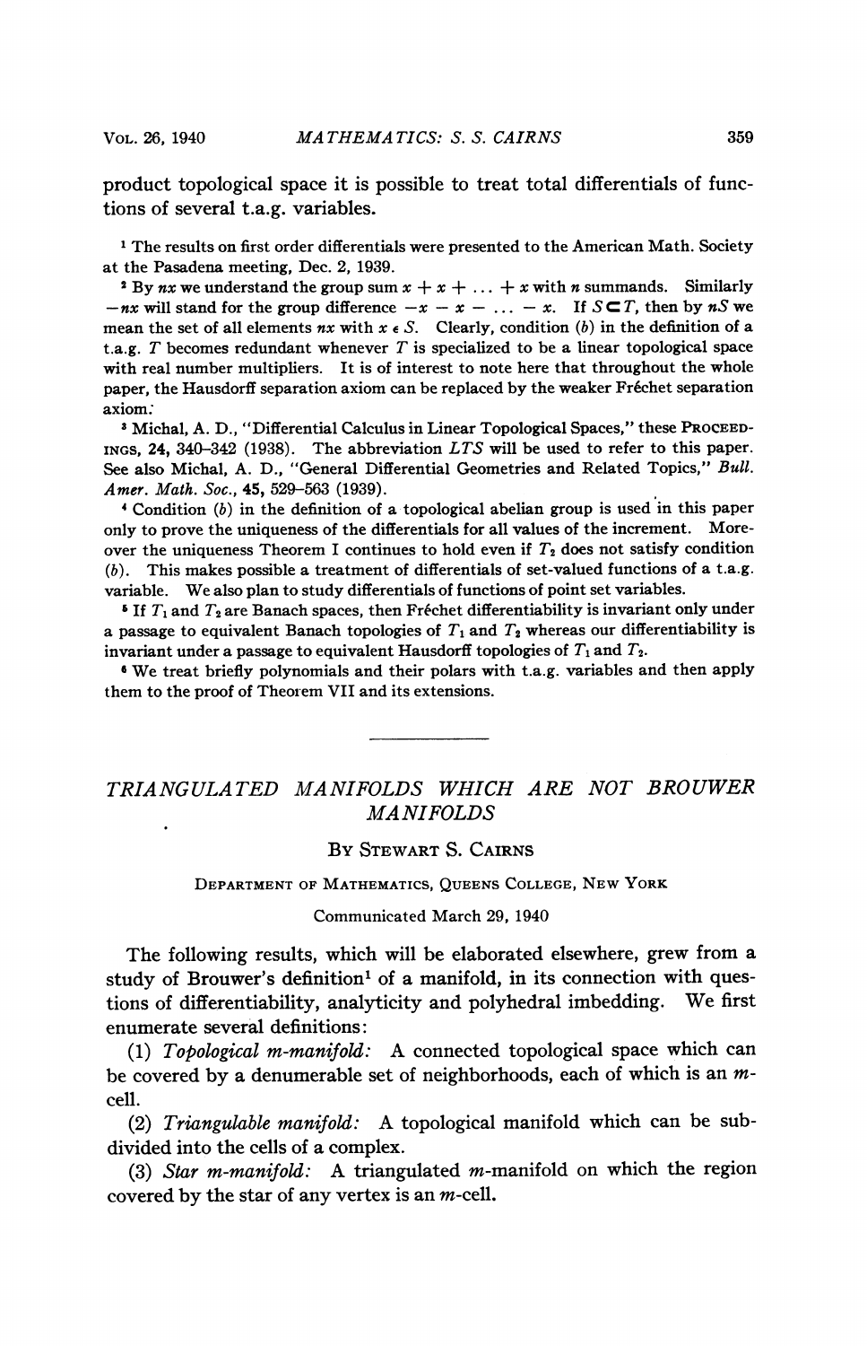product topological space it is possible to treat total differentials of functions of several t.a.g. variables.

[1] The results on first order differentials were presented to the American Math. Society at the Pasadena meeting, Dec. 2, 1939.

[2] By $nx$ we understand the group sum $x + x + \ldots + x$ with $n$ summands. Similarly $-nx$ will stand for the group difference $-x - x - \ldots - x$. If $S \subset T$, then by $nS$ we mean the set of all elements $nx$ with $x \in S$. Clearly, condition (*b*) in the definition of a t.a.g. $T$ becomes redundant whenever $T$ is specialized to be a linear topological space with real number multipliers. It is of interest to note here that throughout the whole paper, the Hausdorff separation axiom can be replaced by the weaker Fréchet separation axiom.

[3] Michal, A. D., "Differential Calculus in Linear Topological Spaces," these PROCEEDINGS, **24**, 340–342 (1938). The abbreviation *LTS* will be used to refer to this paper. See also Michal, A. D., "General Differential Geometries and Related Topics," *Bull. Amer. Math. Soc.*, **45**, 529–563 (1939).

[4] Condition (*b*) in the definition of a topological abelian group is used in this paper only to prove the uniqueness of the differentials for all values of the increment. Moreover the uniqueness Theorem I continues to hold even if $T_2$ does not satisfy condition (*b*). This makes possible a treatment of differentials of set-valued functions of a t.a.g. variable. We also plan to study differentials of functions of point set variables.

[5] If $T_1$ and $T_2$ are Banach spaces, then Fréchet differentiability is invariant only under a passage to equivalent Banach topologies of $T_1$ and $T_2$ whereas our differentiability is invariant under a passage to equivalent Hausdorff topologies of $T_1$ and $T_2$.

[6] We treat briefly polynomials and their polars with t.a.g. variables and then apply them to the proof of Theorem VII and its extensions.

---

# *TRIANGULATED MANIFOLDS WHICH ARE NOT BROUWER MANIFOLDS*

By Stewart S. Cairns

Department of Mathematics, Queens College, New York

Communicated March 29, 1940

The following results, which will be elaborated elsewhere, grew from a study of Brouwer's definition[1] of a manifold, in its connection with questions of differentiability, analyticity and polyhedral imbedding. We first enumerate several definitions:

(1) *Topological m-manifold:* A connected topological space which can be covered by a denumerable set of neighborhoods, each of which is an $m$-cell.

(2) *Triangulable manifold:* A topological manifold which can be subdivided into the cells of a complex.

(3) *Star m-manifold:* A triangulated $m$-manifold on which the region covered by the star of any vertex is an $m$-cell.